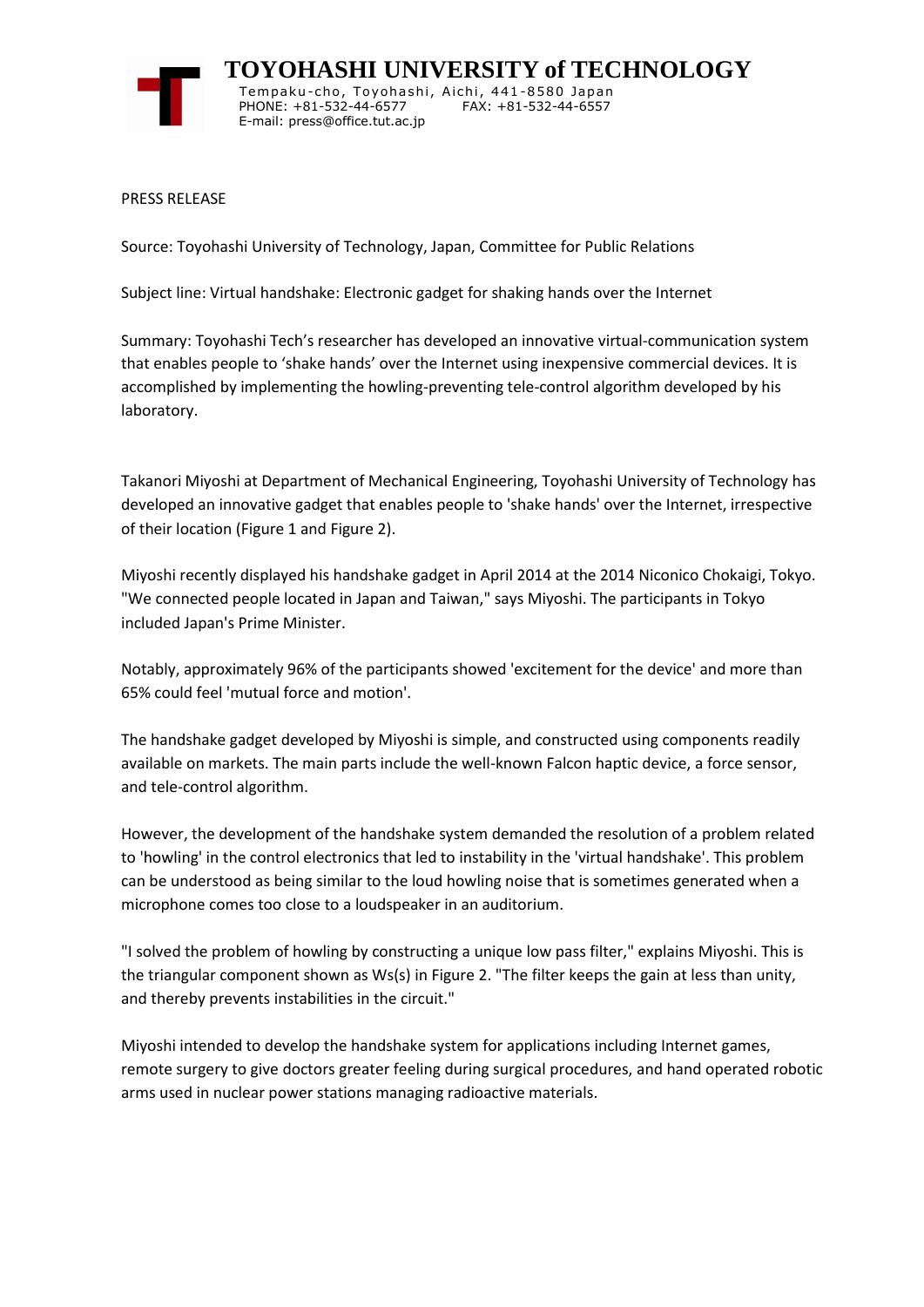# TOYOHASHI UNIVERSITY of TECHNOLOGY

Tempaku-cho, Toyohashi, Aichi, 441-8580 Japan
PHONE: +81-532-44-6577 FAX: +81-532-44-6557
E-mail: press@office.tut.ac.jp

PRESS RELEASE

Source: Toyohashi University of Technology, Japan, Committee for Public Relations

Subject line: Virtual handshake: Electronic gadget for shaking hands over the Internet

Summary: Toyohashi Tech's researcher has developed an innovative virtual-communication system that enables people to 'shake hands' over the Internet using inexpensive commercial devices. It is accomplished by implementing the howling-preventing tele-control algorithm developed by his laboratory.

Takanori Miyoshi at Department of Mechanical Engineering, Toyohashi University of Technology has developed an innovative gadget that enables people to 'shake hands' over the Internet, irrespective of their location (Figure 1 and Figure 2).

Miyoshi recently displayed his handshake gadget in April 2014 at the 2014 Niconico Chokaigi, Tokyo. "We connected people located in Japan and Taiwan," says Miyoshi. The participants in Tokyo included Japan's Prime Minister.

Notably, approximately 96% of the participants showed 'excitement for the device' and more than 65% could feel 'mutual force and motion'.

The handshake gadget developed by Miyoshi is simple, and constructed using components readily available on markets. The main parts include the well-known Falcon haptic device, a force sensor, and tele-control algorithm.

However, the development of the handshake system demanded the resolution of a problem related to 'howling' in the control electronics that led to instability in the 'virtual handshake'. This problem can be understood as being similar to the loud howling noise that is sometimes generated when a microphone comes too close to a loudspeaker in an auditorium.

"I solved the problem of howling by constructing a unique low pass filter," explains Miyoshi. This is the triangular component shown as $W_s(s)$ in Figure 2. "The filter keeps the gain at less than unity, and thereby prevents instabilities in the circuit."

Miyoshi intended to develop the handshake system for applications including Internet games, remote surgery to give doctors greater feeling during surgical procedures, and hand operated robotic arms used in nuclear power stations managing radioactive materials.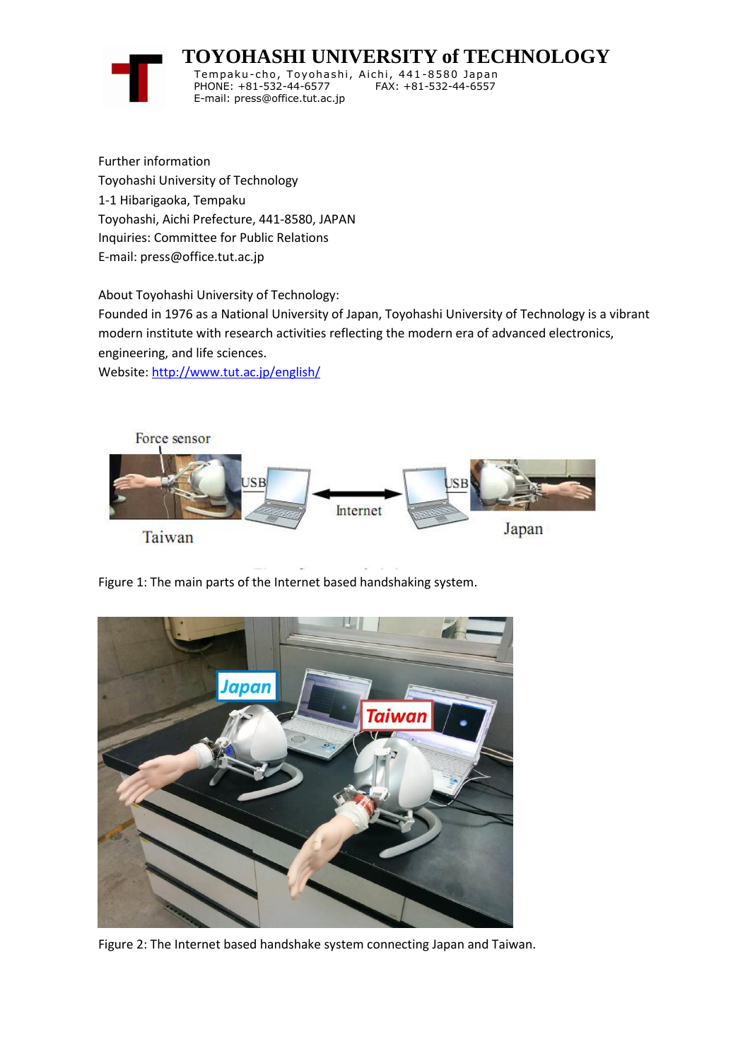Further information
Toyohashi University of Technology
1-1 Hibarigaoka, Tempaku
Toyohashi, Aichi Prefecture, 441-8580, JAPAN
Inquiries: Committee for Public Relations
E-mail: press@office.tut.ac.jp

About Toyohashi University of Technology:
Founded in 1976 as a National University of Japan, Toyohashi University of Technology is a vibrant modern institute with research activities reflecting the modern era of advanced electronics, engineering, and life sciences.
Website: [http://www.tut.ac.jp/english/](http://www.tut.ac.jp/english/)

Figure 1: The main parts of the Internet based handshaking system.

Figure 2: The Internet based handshake system connecting Japan and Taiwan.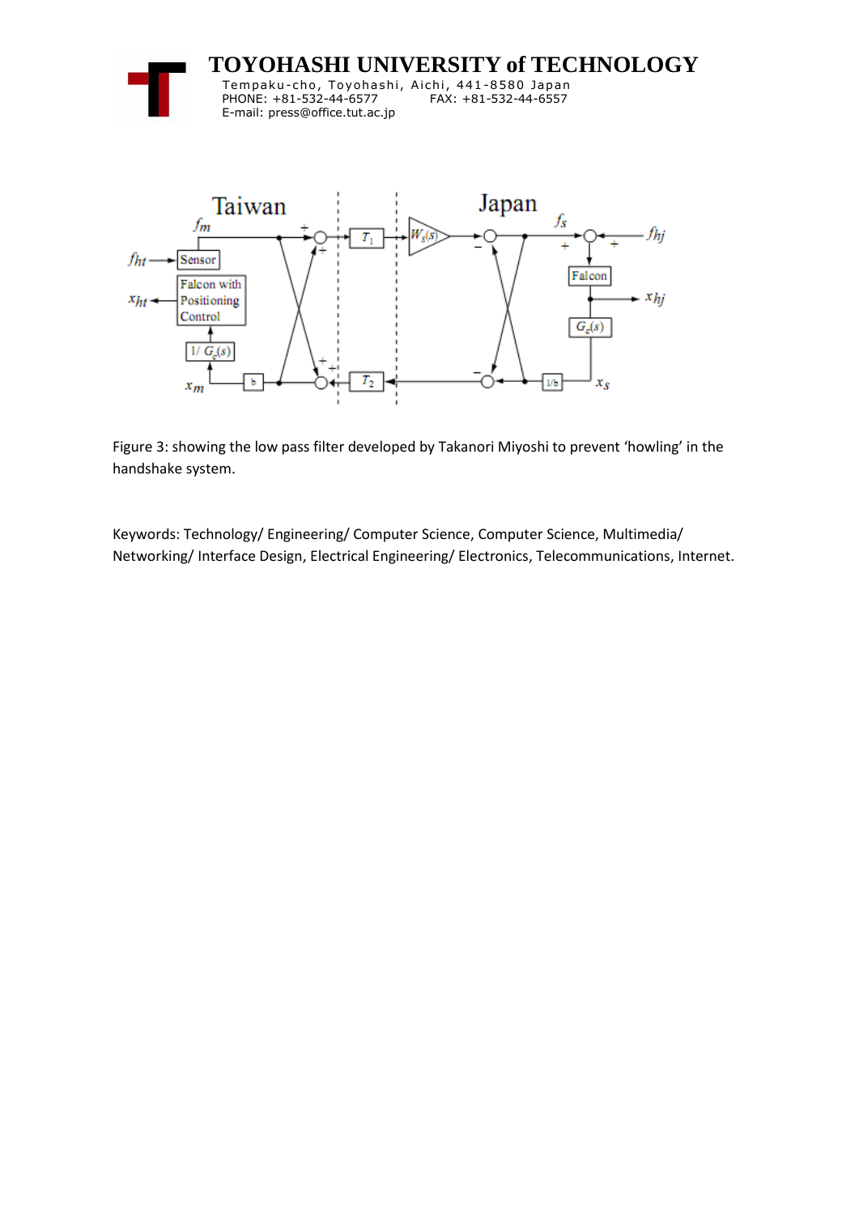Figure 3: showing the low pass filter developed by Takanori Miyoshi to prevent 'howling' in the handshake system.

Keywords: Technology/ Engineering/ Computer Science, Computer Science, Multimedia/ Networking/ Interface Design, Electrical Engineering/ Electronics, Telecommunications, Internet.